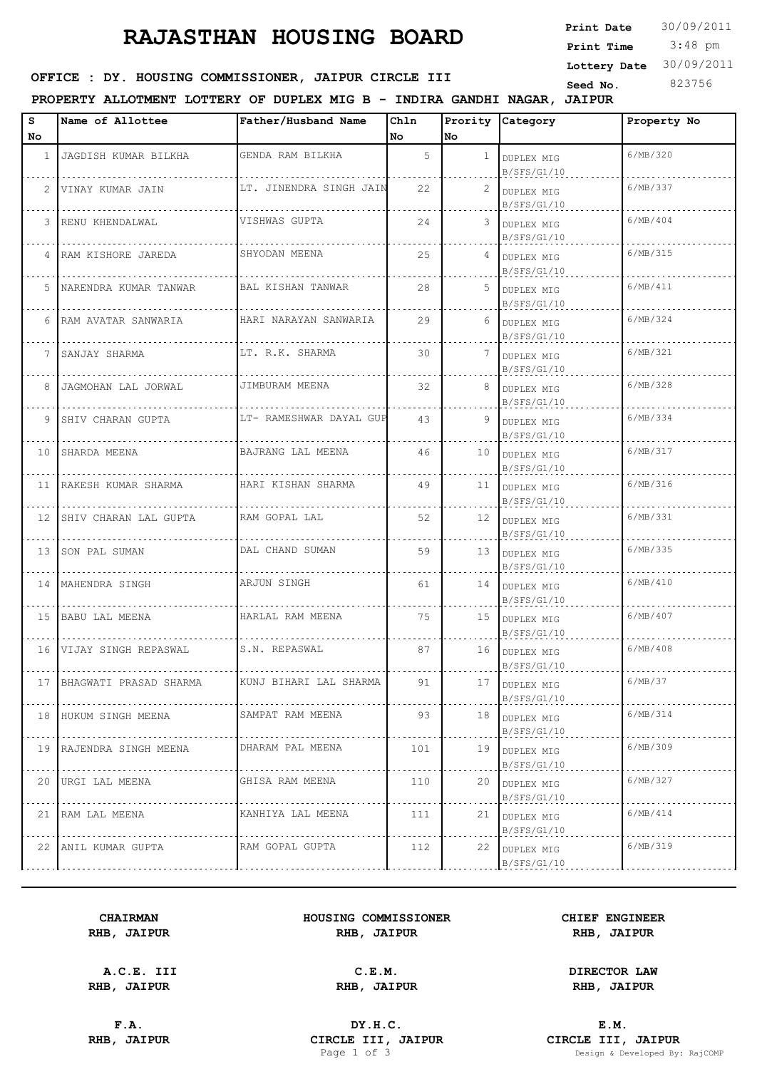# RAJASTHAN HOUSING BOARD

**Print Date** 30/09/2011
**Print Time** 3:48 pm
**Lottery Date** 30/09/2011
**Seed No.** 823756

**OFFICE : DY. HOUSING COMMISSIONER, JAIPUR CIRCLE III**

**PROPERTY ALLOTMENT LOTTERY OF DUPLEX MIG B - INDIRA GANDHI NAGAR, JAIPUR**

| S No | Name of Allottee | Father/Husband Name | Chln No | Prority No | Category | Property No |
|---|---|---|---|---|---|---|
| 1 | JAGDISH KUMAR BILKHA | GENDA RAM BILKHA | 5 | 1 | DUPLEX MIG B/SFS/G1/10 | 6/MB/320 |
| 2 | VINAY KUMAR JAIN | LT. JINENDRA SINGH JAIN | 22 | 2 | DUPLEX MIG B/SFS/G1/10 | 6/MB/337 |
| 3 | RENU KHENDALWAL | VISHWAS GUPTA | 24 | 3 | DUPLEX MIG B/SFS/G1/10 | 6/MB/404 |
| 4 | RAM KISHORE JAREDA | SHYODAN MEENA | 25 | 4 | DUPLEX MIG B/SFS/G1/10 | 6/MB/315 |
| 5 | NARENDRA KUMAR TANWAR | BAL KISHAN TANWAR | 28 | 5 | DUPLEX MIG B/SFS/G1/10 | 6/MB/411 |
| 6 | RAM AVATAR SANWARIA | HARI NARAYAN SANWARIA | 29 | 6 | DUPLEX MIG B/SFS/G1/10 | 6/MB/324 |
| 7 | SANJAY SHARMA | LT. R.K. SHARMA | 30 | 7 | DUPLEX MIG B/SFS/G1/10 | 6/MB/321 |
| 8 | JAGMOHAN LAL JORWAL | JIMBURAM MEENA | 32 | 8 | DUPLEX MIG B/SFS/G1/10 | 6/MB/328 |
| 9 | SHIV CHARAN GUPTA | LT- RAMESHWAR DAYAL GUP | 43 | 9 | DUPLEX MIG B/SFS/G1/10 | 6/MB/334 |
| 10 | SHARDA MEENA | BAJRANG LAL MEENA | 46 | 10 | DUPLEX MIG B/SFS/G1/10 | 6/MB/317 |
| 11 | RAKESH KUMAR SHARMA | HARI KISHAN SHARMA | 49 | 11 | DUPLEX MIG B/SFS/G1/10 | 6/MB/316 |
| 12 | SHIV CHARAN LAL GUPTA | RAM GOPAL LAL | 52 | 12 | DUPLEX MIG B/SFS/G1/10 | 6/MB/331 |
| 13 | SON PAL SUMAN | DAL CHAND SUMAN | 59 | 13 | DUPLEX MIG B/SFS/G1/10 | 6/MB/335 |
| 14 | MAHENDRA SINGH | ARJUN SINGH | 61 | 14 | DUPLEX MIG B/SFS/G1/10 | 6/MB/410 |
| 15 | BABU LAL MEENA | HARLAL RAM MEENA | 75 | 15 | DUPLEX MIG B/SFS/G1/10 | 6/MB/407 |
| 16 | VIJAY SINGH REPASWAL | S.N. REPASWAL | 87 | 16 | DUPLEX MIG B/SFS/G1/10 | 6/MB/408 |
| 17 | BHAGWATI PRASAD SHARMA | KUNJ BIHARI LAL SHARMA | 91 | 17 | DUPLEX MIG B/SFS/G1/10 | 6/MB/37 |
| 18 | HUKUM SINGH MEENA | SAMPAT RAM MEENA | 93 | 18 | DUPLEX MIG B/SFS/G1/10 | 6/MB/314 |
| 19 | RAJENDRA SINGH MEENA | DHARAM PAL MEENA | 101 | 19 | DUPLEX MIG B/SFS/G1/10 | 6/MB/309 |
| 20 | URGI LAL MEENA | GHISA RAM MEENA | 110 | 20 | DUPLEX MIG B/SFS/G1/10 | 6/MB/327 |
| 21 | RAM LAL MEENA | KANHIYA LAL MEENA | 111 | 21 | DUPLEX MIG B/SFS/G1/10 | 6/MB/414 |
| 22 | ANIL KUMAR GUPTA | RAM GOPAL GUPTA | 112 | 22 | DUPLEX MIG B/SFS/G1/10 | 6/MB/319 |

**CHAIRMAN**
**RHB, JAIPUR**

**HOUSING COMMISSIONER**
**RHB, JAIPUR**

**CHIEF ENGINEER**
**RHB, JAIPUR**

**A.C.E. III**
**RHB, JAIPUR**

**C.E.M.**
**RHB, JAIPUR**

**DIRECTOR LAW**
**RHB, JAIPUR**

**F.A.**
**RHB, JAIPUR**

**DY.H.C.**
**CIRCLE III, JAIPUR**

**E.M.**
**CIRCLE III, JAIPUR**

Design & Developed By: RajCOMP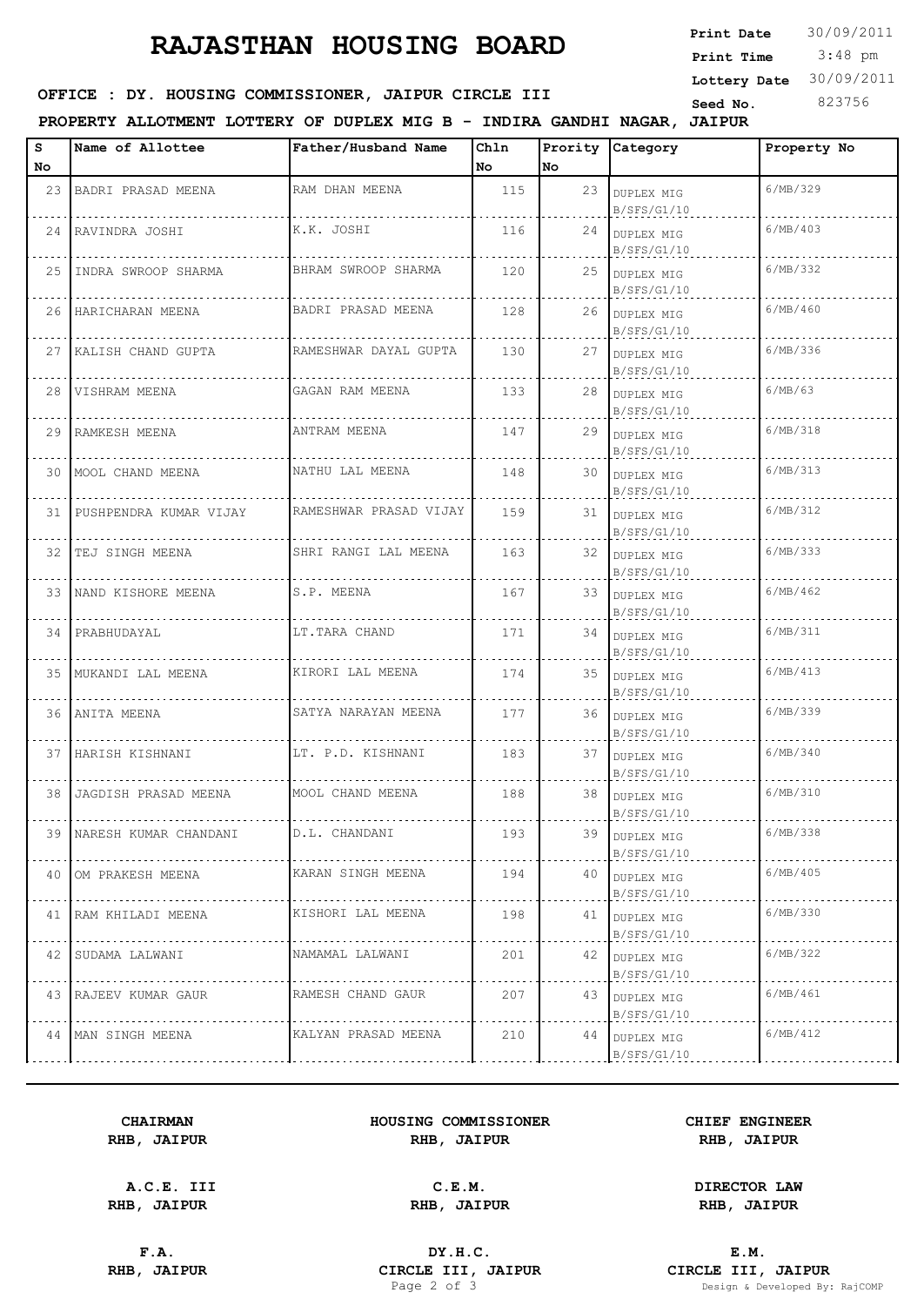# RAJASTHAN HOUSING BOARD

**Print Date** 30/09/2011
**Print Time** 3:48 pm
**Lottery Date** 30/09/2011
**Seed No.** 823756

**OFFICE : DY. HOUSING COMMISSIONER, JAIPUR CIRCLE III**

**PROPERTY ALLOTMENT LOTTERY OF DUPLEX MIG B - INDIRA GANDHI NAGAR, JAIPUR**

| S No | Name of Allottee | Father/Husband Name | Chln No | Prority No | Category | Property No |
|---|---|---|---|---|---|---|
| 23 | BADRI PRASAD MEENA | RAM DHAN MEENA | 115 | 23 | DUPLEX MIG B/SFS/G1/10 | 6/MB/329 |
| 24 | RAVINDRA JOSHI | K.K. JOSHI | 116 | 24 | DUPLEX MIG B/SFS/G1/10 | 6/MB/403 |
| 25 | INDRA SWROOP SHARMA | BHRAM SWROOP SHARMA | 120 | 25 | DUPLEX MIG B/SFS/G1/10 | 6/MB/332 |
| 26 | HARICHARAN MEENA | BADRI PRASAD MEENA | 128 | 26 | DUPLEX MIG B/SFS/G1/10 | 6/MB/460 |
| 27 | KALISH CHAND GUPTA | RAMESHWAR DAYAL GUPTA | 130 | 27 | DUPLEX MIG B/SFS/G1/10 | 6/MB/336 |
| 28 | VISHRAM MEENA | GAGAN RAM MEENA | 133 | 28 | DUPLEX MIG B/SFS/G1/10 | 6/MB/63 |
| 29 | RAMKESH MEENA | ANTRAM MEENA | 147 | 29 | DUPLEX MIG B/SFS/G1/10 | 6/MB/318 |
| 30 | MOOL CHAND MEENA | NATHU LAL MEENA | 148 | 30 | DUPLEX MIG B/SFS/G1/10 | 6/MB/313 |
| 31 | PUSHPENDRA KUMAR VIJAY | RAMESHWAR PRASAD VIJAY | 159 | 31 | DUPLEX MIG B/SFS/G1/10 | 6/MB/312 |
| 32 | TEJ SINGH MEENA | SHRI RANGI LAL MEENA | 163 | 32 | DUPLEX MIG B/SFS/G1/10 | 6/MB/333 |
| 33 | NAND KISHORE MEENA | S.P. MEENA | 167 | 33 | DUPLEX MIG B/SFS/G1/10 | 6/MB/462 |
| 34 | PRABHUDAYAL | LT.TARA CHAND | 171 | 34 | DUPLEX MIG B/SFS/G1/10 | 6/MB/311 |
| 35 | MUKANDI LAL MEENA | KIRORI LAL MEENA | 174 | 35 | DUPLEX MIG B/SFS/G1/10 | 6/MB/413 |
| 36 | ANITA MEENA | SATYA NARAYAN MEENA | 177 | 36 | DUPLEX MIG B/SFS/G1/10 | 6/MB/339 |
| 37 | HARISH KISHNANI | LT. P.D. KISHNANI | 183 | 37 | DUPLEX MIG B/SFS/G1/10 | 6/MB/340 |
| 38 | JAGDISH PRASAD MEENA | MOOL CHAND MEENA | 188 | 38 | DUPLEX MIG B/SFS/G1/10 | 6/MB/310 |
| 39 | NARESH KUMAR CHANDANI | D.L. CHANDANI | 193 | 39 | DUPLEX MIG B/SFS/G1/10 | 6/MB/338 |
| 40 | OM PRAKESH MEENA | KARAN SINGH MEENA | 194 | 40 | DUPLEX MIG B/SFS/G1/10 | 6/MB/405 |
| 41 | RAM KHILADI MEENA | KISHORI LAL MEENA | 198 | 41 | DUPLEX MIG B/SFS/G1/10 | 6/MB/330 |
| 42 | SUDAMA LALWANI | NAMAMAL LALWANI | 201 | 42 | DUPLEX MIG B/SFS/G1/10 | 6/MB/322 |
| 43 | RAJEEV KUMAR GAUR | RAMESH CHAND GAUR | 207 | 43 | DUPLEX MIG B/SFS/G1/10 | 6/MB/461 |
| 44 | MAN SINGH MEENA | KALYAN PRASAD MEENA | 210 | 44 | DUPLEX MIG B/SFS/G1/10 | 6/MB/412 |

| | | |
|---|---|---|
| **CHAIRMAN RHB, JAIPUR** | **HOUSING COMMISSIONER RHB, JAIPUR** | **CHIEF ENGINEER RHB, JAIPUR** |
| **A.C.E. III RHB, JAIPUR** | **C.E.M. RHB, JAIPUR** | **DIRECTOR LAW RHB, JAIPUR** |
| **F.A. RHB, JAIPUR** | **DY.H.C. CIRCLE III, JAIPUR** | **E.M. CIRCLE III, JAIPUR** |

Design & Developed By: RajCOMP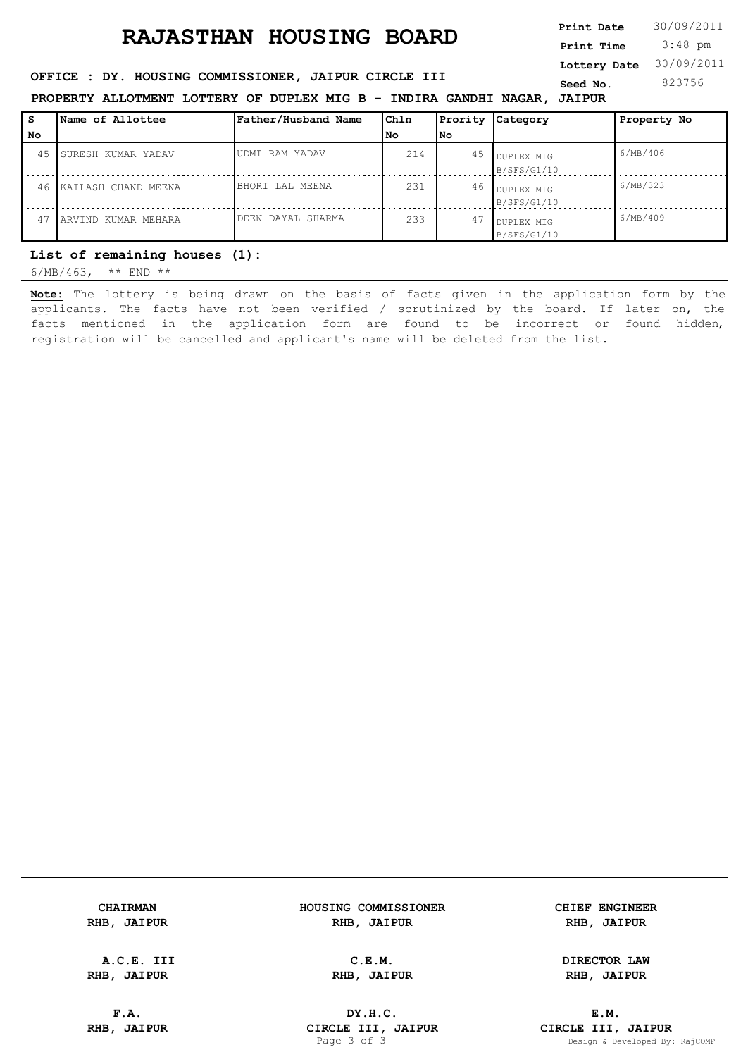# RAJASTHAN HOUSING BOARD

**Print Date** 30/09/2011
**Print Time** 3:48 pm
**Lottery Date** 30/09/2011
**Seed No.** 823756

**OFFICE : DY. HOUSING COMMISSIONER, JAIPUR CIRCLE III**

**PROPERTY ALLOTMENT LOTTERY OF DUPLEX MIG B - INDIRA GANDHI NAGAR, JAIPUR**

| S No | Name of Allottee | Father/Husband Name | Chln No | Prority No | Category | Property No |
|---|---|---|---|---|---|---|
| 45 | SURESH KUMAR YADAV | UDMI RAM YADAV | 214 | 45 | DUPLEX MIG B/SFS/G1/10 | 6/MB/406 |
| 46 | KAILASH CHAND MEENA | BHORI LAL MEENA | 231 | 46 | DUPLEX MIG B/SFS/G1/10 | 6/MB/323 |
| 47 | ARVIND KUMAR MEHARA | DEEN DAYAL SHARMA | 233 | 47 | DUPLEX MIG B/SFS/G1/10 | 6/MB/409 |

**List of remaining houses (1):**

6/MB/463, ** END **

**Note:** The lottery is being drawn on the basis of facts given in the application form by the applicants. The facts have not been verified / scrutinized by the board. If later on, the facts mentioned in the application form are found to be incorrect or found hidden, registration will be cancelled and applicant's name will be deleted from the list.

| | | |
|---|---|---|
| **CHAIRMAN** **RHB, JAIPUR** | **HOUSING COMMISSIONER** **RHB, JAIPUR** | **CHIEF ENGINEER** **RHB, JAIPUR** |
| **A.C.E. III** **RHB, JAIPUR** | **C.E.M.** **RHB, JAIPUR** | **DIRECTOR LAW** **RHB, JAIPUR** |
| **F.A.** **RHB, JAIPUR** | **DY.H.C.** **CIRCLE III, JAIPUR** | **E.M.** **CIRCLE III, JAIPUR** |

Design & Developed By: RajCOMP